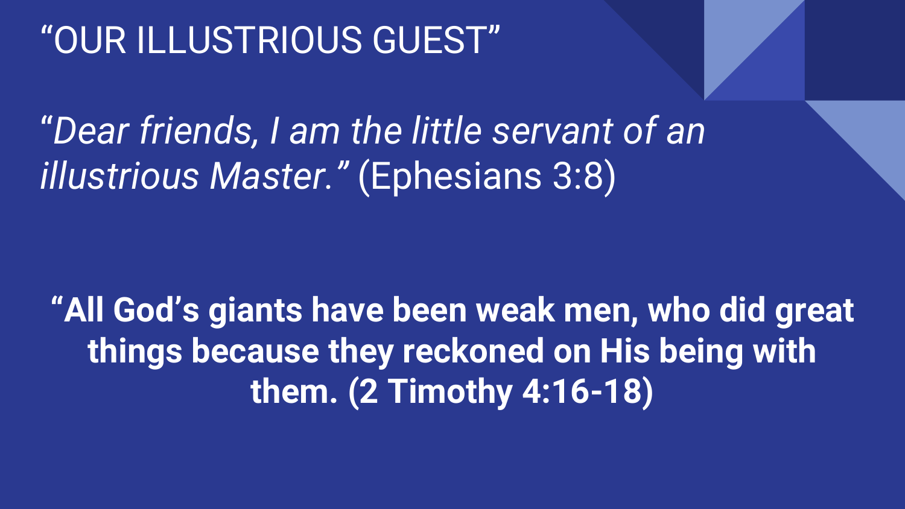# "OUR ILLUSTRIOUS GUEST"

*"Dear friends, I am the little servant of an illustrious Master."* (Ephesians 3:8)

**"All God's giants have been weak men, who did great things because they reckoned on His being with them. (2 Timothy 4:16-18)**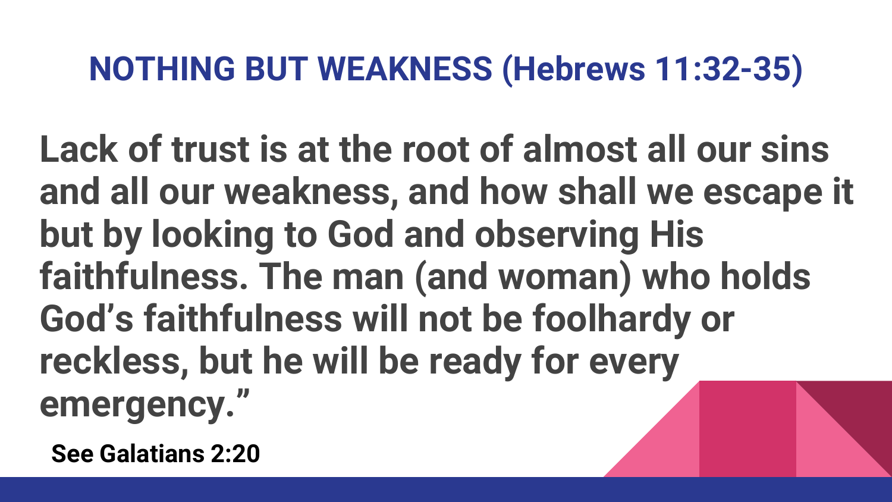# NOTHING BUT WEAKNESS (Hebrews 11:32-35)

**Lack of trust is at the root of almost all our sins and all our weakness, and how shall we escape it but by looking to God and observing His faithfulness. The man (and woman) who holds God's faithfulness will not be foolhardy or reckless, but he will be ready for every emergency."**

**See Galatians 2:20**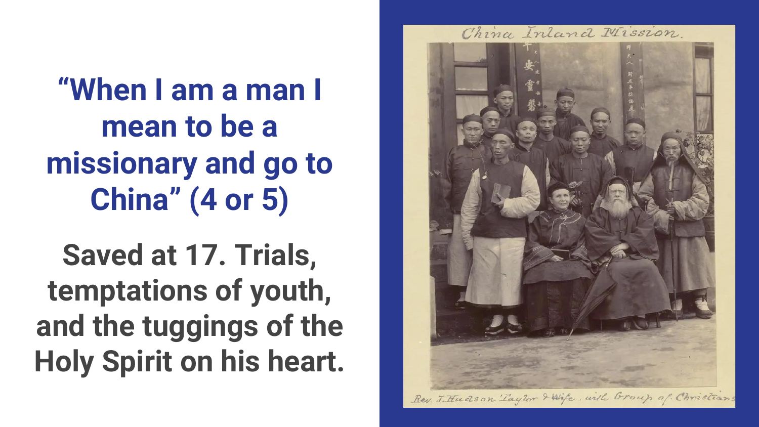# "When I am a man I mean to be a missionary and go to China" (4 or 5)

**Saved at 17. Trials, temptations of youth, and the tuggings of the Holy Spirit on his heart.**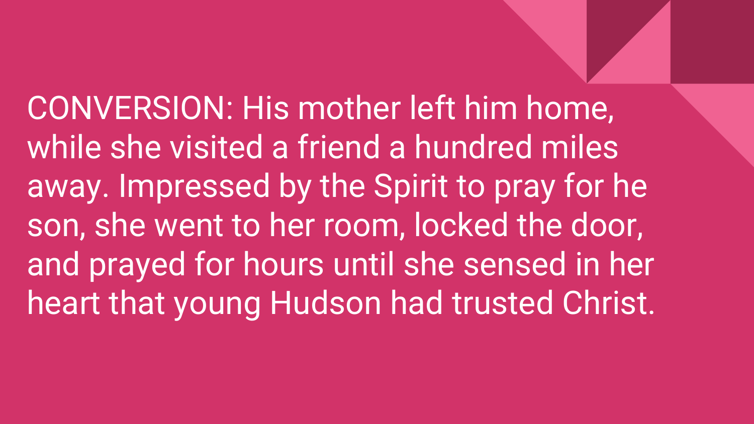CONVERSION: His mother left him home, while she visited a friend a hundred miles away. Impressed by the Spirit to pray for he son, she went to her room, locked the door, and prayed for hours until she sensed in her heart that young Hudson had trusted Christ.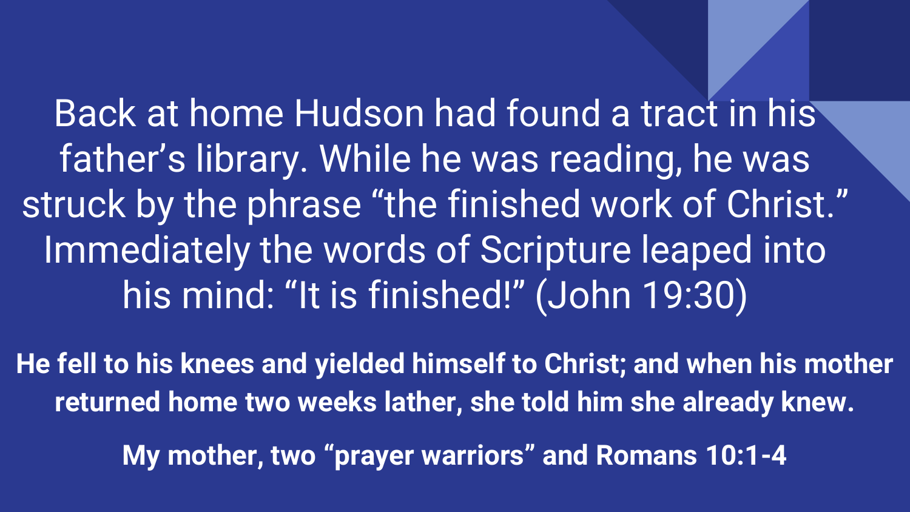Back at home Hudson had found a tract in his father's library. While he was reading, he was struck by the phrase "the finished work of Christ." Immediately the words of Scripture leaped into his mind: "It is finished!" (John 19:30)

**He fell to his knees and yielded himself to Christ; and when his mother returned home two weeks lather, she told him she already knew.**

**My mother, two "prayer warriors" and Romans 10:1-4**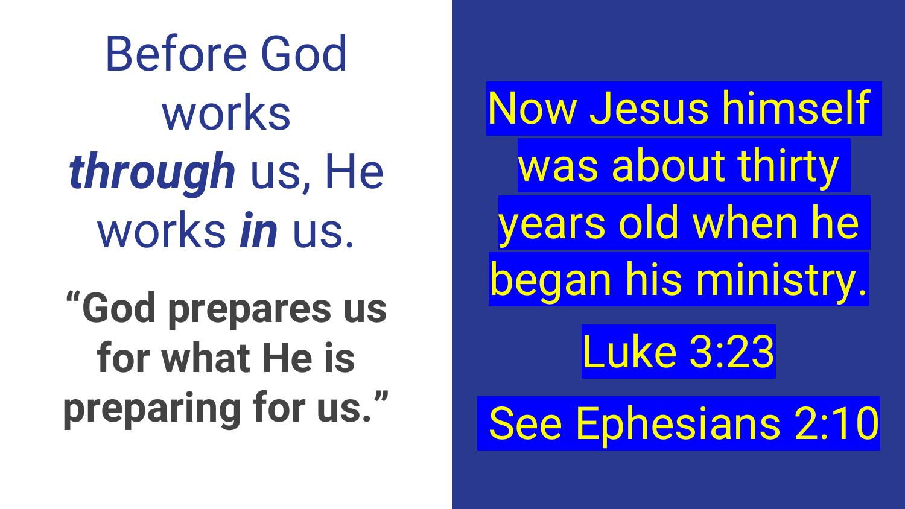# Before God works ***through*** us, He works ***in*** us.

**“God prepares us for what He is preparing for us.”**

Now Jesus himself was about thirty years old when he began his ministry.

Luke 3:23

See Ephesians 2:10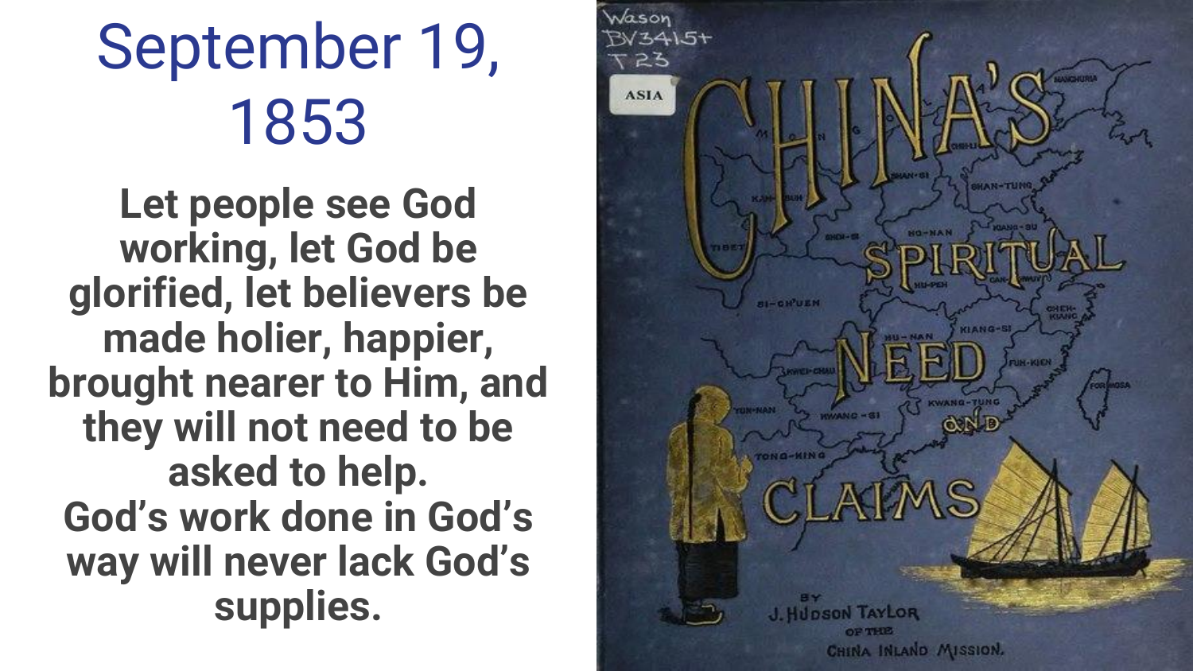# September 19, 1853

**Let people see God working, let God be glorified, let believers be made holier, happier, brought nearer to Him, and they will not need to be asked to help.**
**God's work done in God's way will never lack God's supplies.**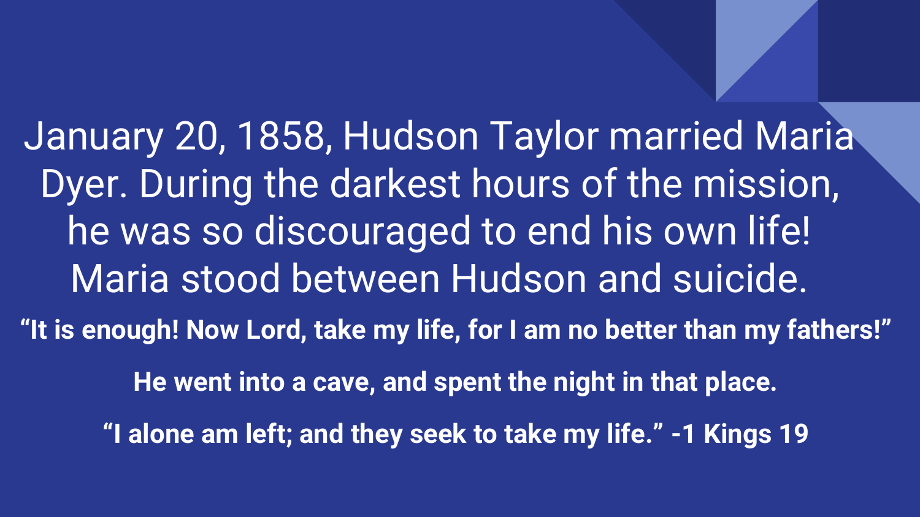January 20, 1858, Hudson Taylor married Maria Dyer. During the darkest hours of the mission, he was so discouraged to end his own life! Maria stood between Hudson and suicide.

**“It is enough! Now Lord, take my life, for I am no better than my fathers!”**

**He went into a cave, and spent the night in that place.**

**“I alone am left; and they seek to take my life.” -1 Kings 19**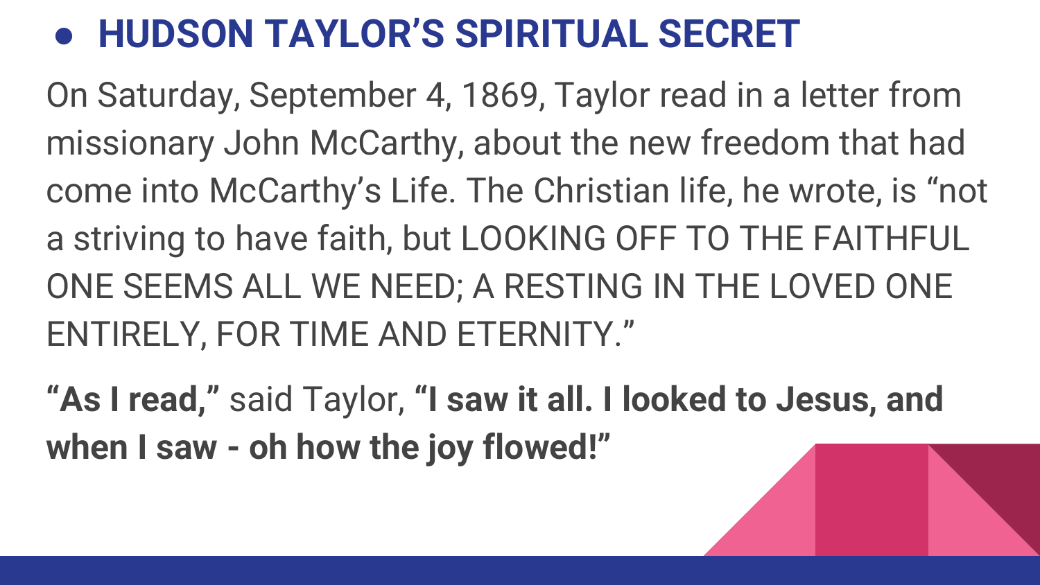- **HUDSON TAYLOR'S SPIRITUAL SECRET**

On Saturday, September 4, 1869, Taylor read in a letter from missionary John McCarthy, about the new freedom that had come into McCarthy's Life. The Christian life, he wrote, is "not a striving to have faith, but LOOKING OFF TO THE FAITHFUL ONE SEEMS ALL WE NEED; A RESTING IN THE LOVED ONE ENTIRELY, FOR TIME AND ETERNITY."

**"As I read,"** said Taylor, **"I saw it all. I looked to Jesus, and when I saw - oh how the joy flowed!"**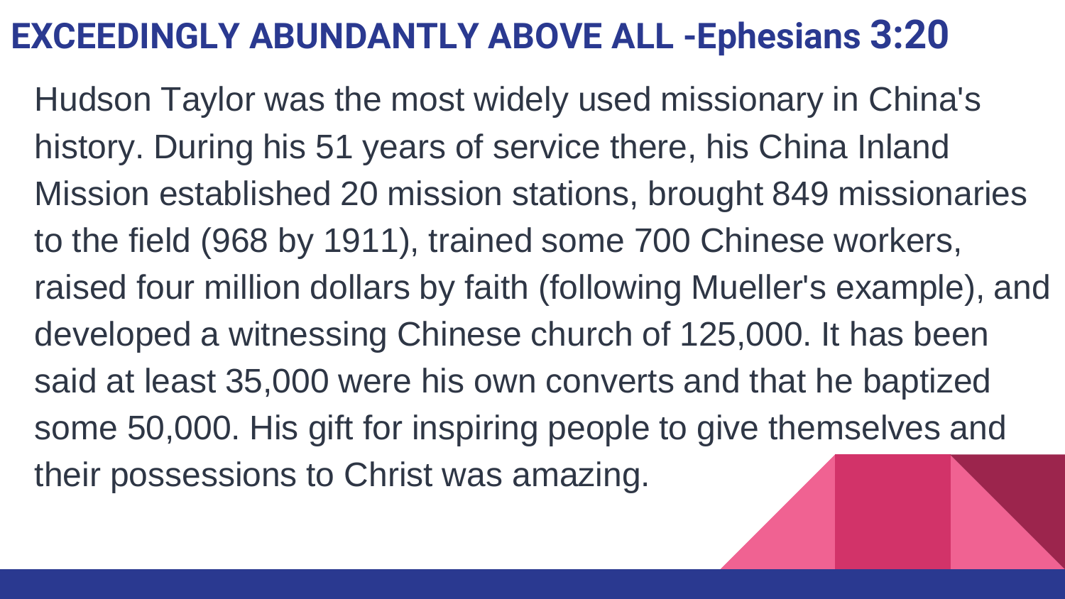# EXCEEDINGLY ABUNDANTLY ABOVE ALL -Ephesians 3:20

Hudson Taylor was the most widely used missionary in China's history. During his 51 years of service there, his China Inland Mission established 20 mission stations, brought 849 missionaries to the field (968 by 1911), trained some 700 Chinese workers, raised four million dollars by faith (following Mueller's example), and developed a witnessing Chinese church of 125,000. It has been said at least 35,000 were his own converts and that he baptized some 50,000. His gift for inspiring people to give themselves and their possessions to Christ was amazing.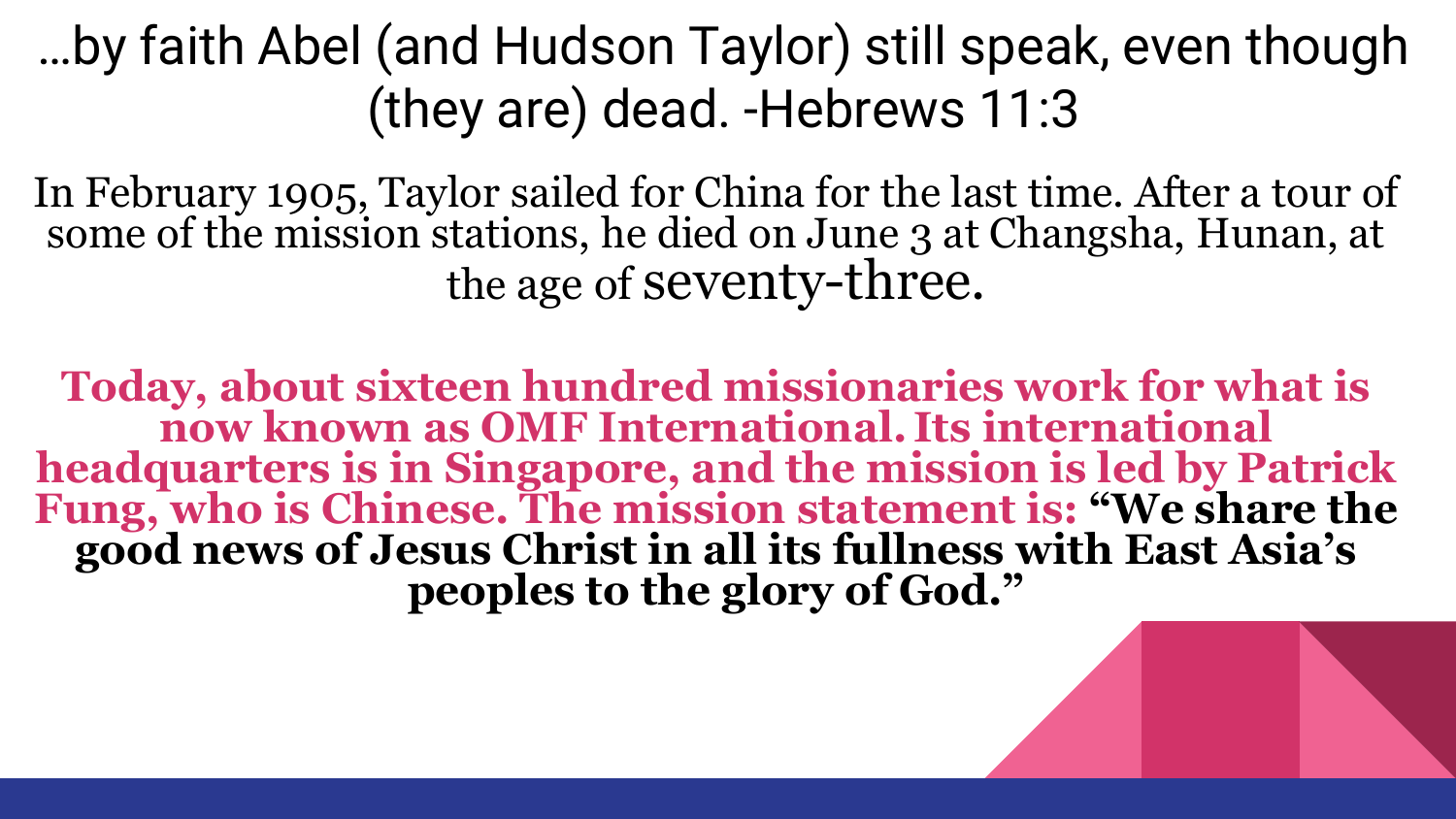# …by faith Abel (and Hudson Taylor) still speak, even though (they are) dead. -Hebrews 11:3

In February 1905, Taylor sailed for China for the last time. After a tour of some of the mission stations, he died on June 3 at Changsha, Hunan, at the age of seventy-three.

**Today, about sixteen hundred missionaries work for what is now known as OMF International. Its international headquarters is in Singapore, and the mission is led by Patrick Fung, who is Chinese. The mission statement is: "We share the good news of Jesus Christ in all its fullness with East Asia's peoples to the glory of God."**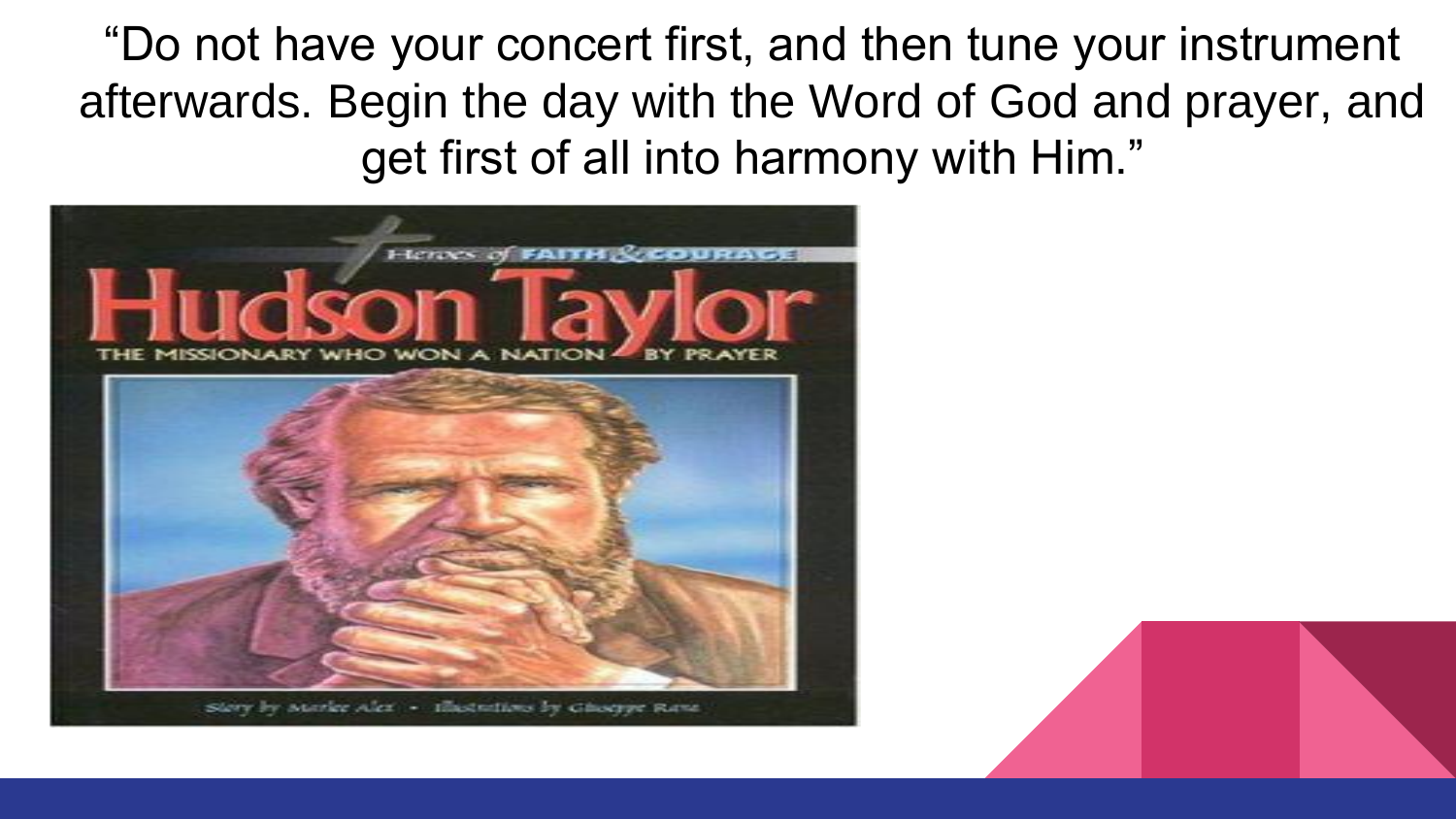"Do not have your concert first, and then tune your instrument afterwards. Begin the day with the Word of God and prayer, and get first of all into harmony with Him."